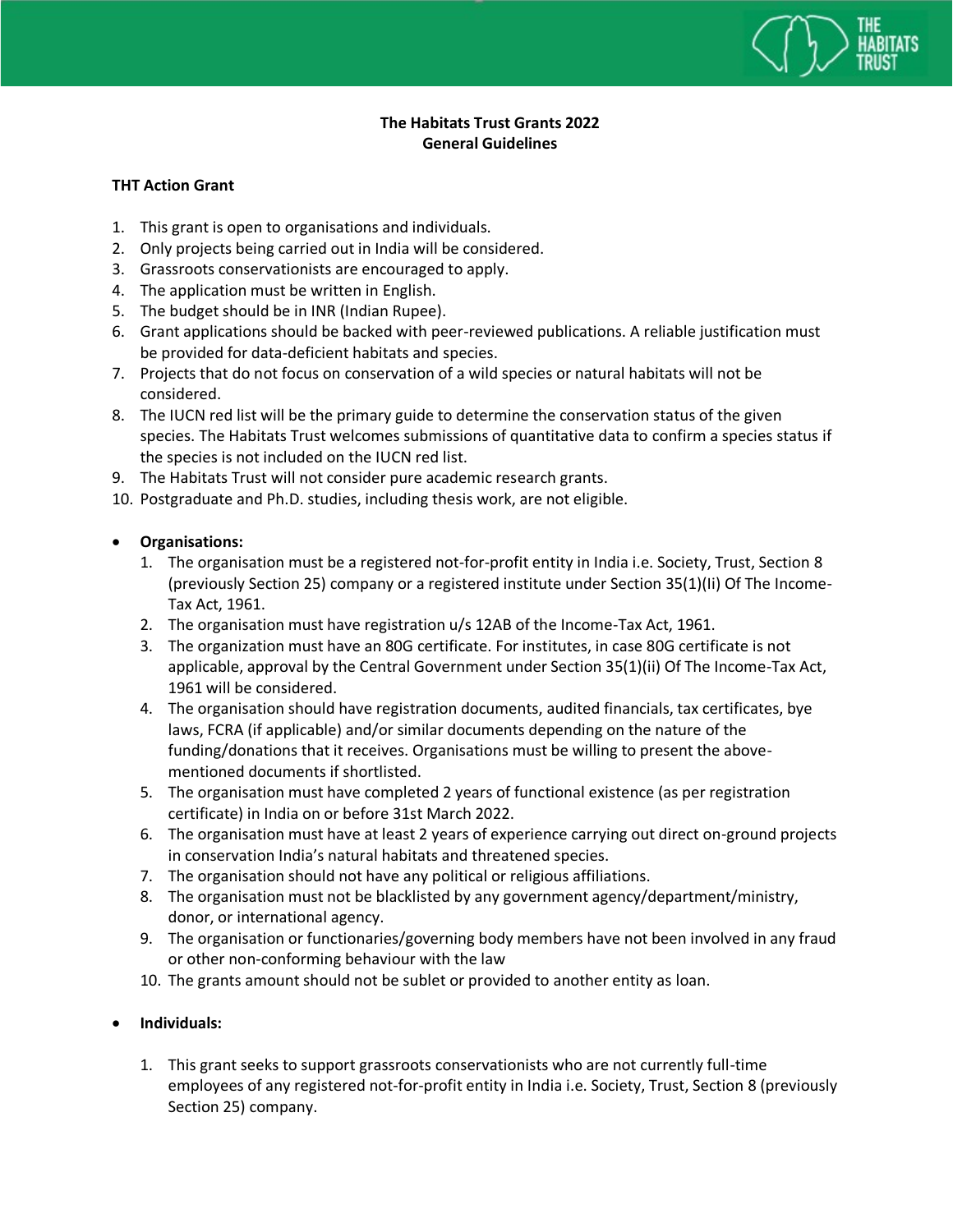# The Habitats Trust Grants 2022
## General Guidelines

### THT Action Grant

1. This grant is open to organisations and individuals.
2. Only projects being carried out in India will be considered.
3. Grassroots conservationists are encouraged to apply.
4. The application must be written in English.
5. The budget should be in INR (Indian Rupee).
6. Grant applications should be backed with peer-reviewed publications. A reliable justification must be provided for data-deficient habitats and species.
7. Projects that do not focus on conservation of a wild species or natural habitats will not be considered.
8. The IUCN red list will be the primary guide to determine the conservation status of the given species. The Habitats Trust welcomes submissions of quantitative data to confirm a species status if the species is not included on the IUCN red list.
9. The Habitats Trust will not consider pure academic research grants.
10. Postgraduate and Ph.D. studies, including thesis work, are not eligible.

- **Organisations:**
  1. The organisation must be a registered not-for-profit entity in India i.e. Society, Trust, Section 8 (previously Section 25) company or a registered institute under Section 35(1)(Ii) Of The Income-Tax Act, 1961.
  2. The organisation must have registration u/s 12AB of the Income-Tax Act, 1961.
  3. The organization must have an 80G certificate. For institutes, in case 80G certificate is not applicable, approval by the Central Government under Section 35(1)(ii) Of The Income-Tax Act, 1961 will be considered.
  4. The organisation should have registration documents, audited financials, tax certificates, bye laws, FCRA (if applicable) and/or similar documents depending on the nature of the funding/donations that it receives. Organisations must be willing to present the above-mentioned documents if shortlisted.
  5. The organisation must have completed 2 years of functional existence (as per registration certificate) in India on or before 31st March 2022.
  6. The organisation must have at least 2 years of experience carrying out direct on-ground projects in conservation India's natural habitats and threatened species.
  7. The organisation should not have any political or religious affiliations.
  8. The organisation must not be blacklisted by any government agency/department/ministry, donor, or international agency.
  9. The organisation or functionaries/governing body members have not been involved in any fraud or other non-conforming behaviour with the law
  10. The grants amount should not be sublet or provided to another entity as loan.

- **Individuals:**
  1. This grant seeks to support grassroots conservationists who are not currently full-time employees of any registered not-for-profit entity in India i.e. Society, Trust, Section 8 (previously Section 25) company.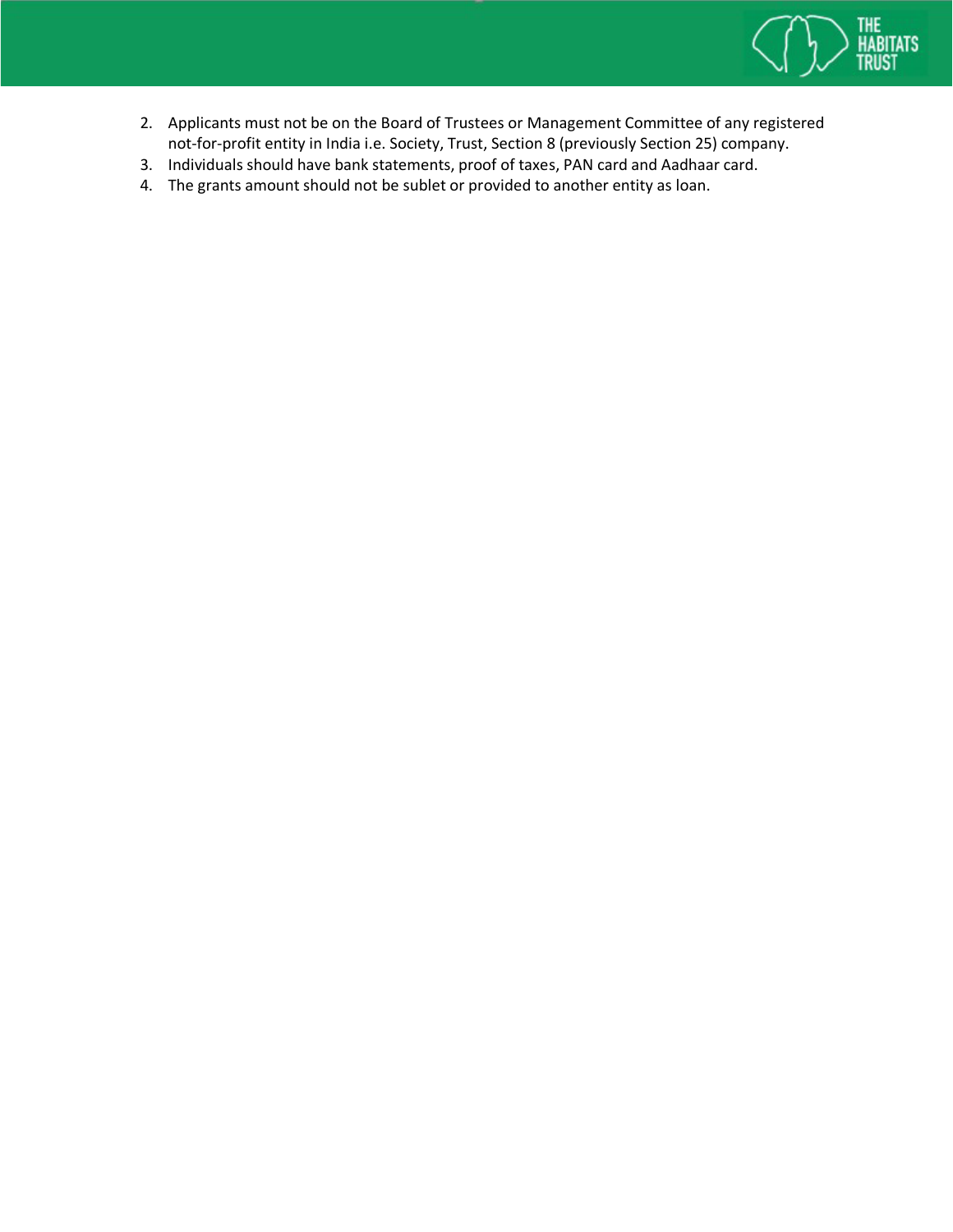2. Applicants must not be on the Board of Trustees or Management Committee of any registered not-for-profit entity in India i.e. Society, Trust, Section 8 (previously Section 25) company.
3. Individuals should have bank statements, proof of taxes, PAN card and Aadhaar card.
4. The grants amount should not be sublet or provided to another entity as loan.